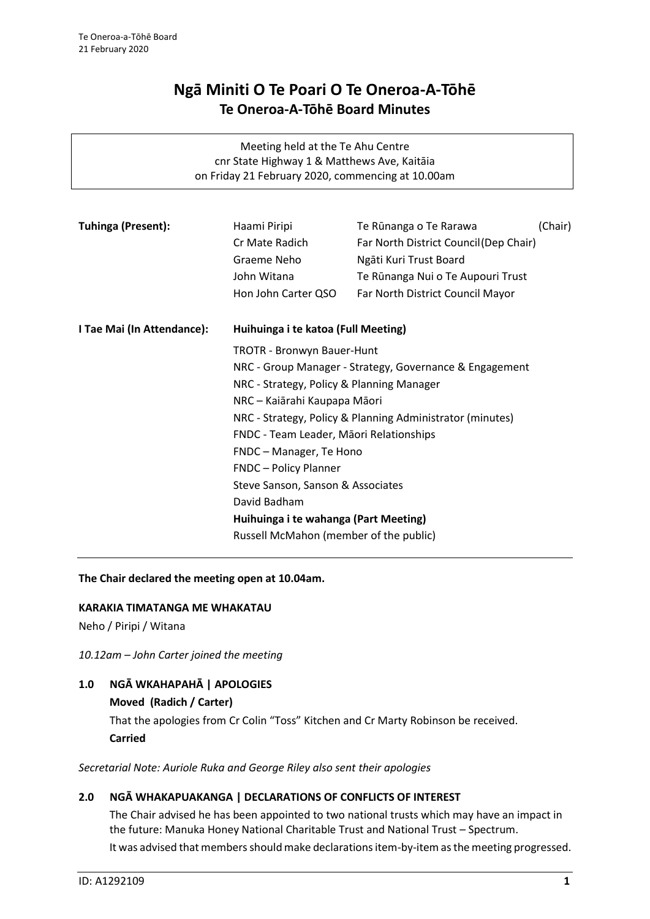# Ngā Miniti O Te Poari O Te Oneroa-A-Tōhē
## Te Oneroa-A-Tōhē Board Minutes

Meeting held at the Te Ahu Centre
cnr State Highway 1 & Matthews Ave, Kaitāia
on Friday 21 February 2020, commencing at 10.00am

| | | |
|---|---|---|
| **Tuhinga (Present):** | Haami Piripi | Te Rūnanga o Te Rarawa (Chair) |
| | Cr Mate Radich | Far North District Council (Dep Chair) |
| | Graeme Neho | Ngāti Kuri Trust Board |
| | John Witana | Te Rūnanga Nui o Te Aupouri Trust |
| | Hon John Carter QSO | Far North District Council Mayor |

**I Tae Mai (In Attendance):** **Huihuinga i te katoa (Full Meeting)**

TROTR - Bronwyn Bauer-Hunt
NRC - Group Manager - Strategy, Governance & Engagement
NRC - Strategy, Policy & Planning Manager
NRC – Kaiārahi Kaupapa Māori
NRC - Strategy, Policy & Planning Administrator (minutes)
FNDC - Team Leader, Māori Relationships
FNDC – Manager, Te Hono
FNDC – Policy Planner
Steve Sanson, Sanson & Associates
David Badham

**Huihuinga i te wahanga (Part Meeting)**

Russell McMahon (member of the public)

**The Chair declared the meeting open at 10.04am.**

**KARAKIA TIMATANGA ME WHAKATAU**

Neho / Piripi / Witana

*10.12am – John Carter joined the meeting*

### 1.0 NGĀ WKAHAPAHĀ | APOLOGIES

**Moved (Radich / Carter)**

That the apologies from Cr Colin "Toss" Kitchen and Cr Marty Robinson be received.

**Carried**

*Secretarial Note: Auriole Ruka and George Riley also sent their apologies*

### 2.0 NGĀ WHAKAPUAKANGA | DECLARATIONS OF CONFLICTS OF INTEREST

The Chair advised he has been appointed to two national trusts which may have an impact in the future: Manuka Honey National Charitable Trust and National Trust – Spectrum.

It was advised that members should make declarations item-by-item as the meeting progressed.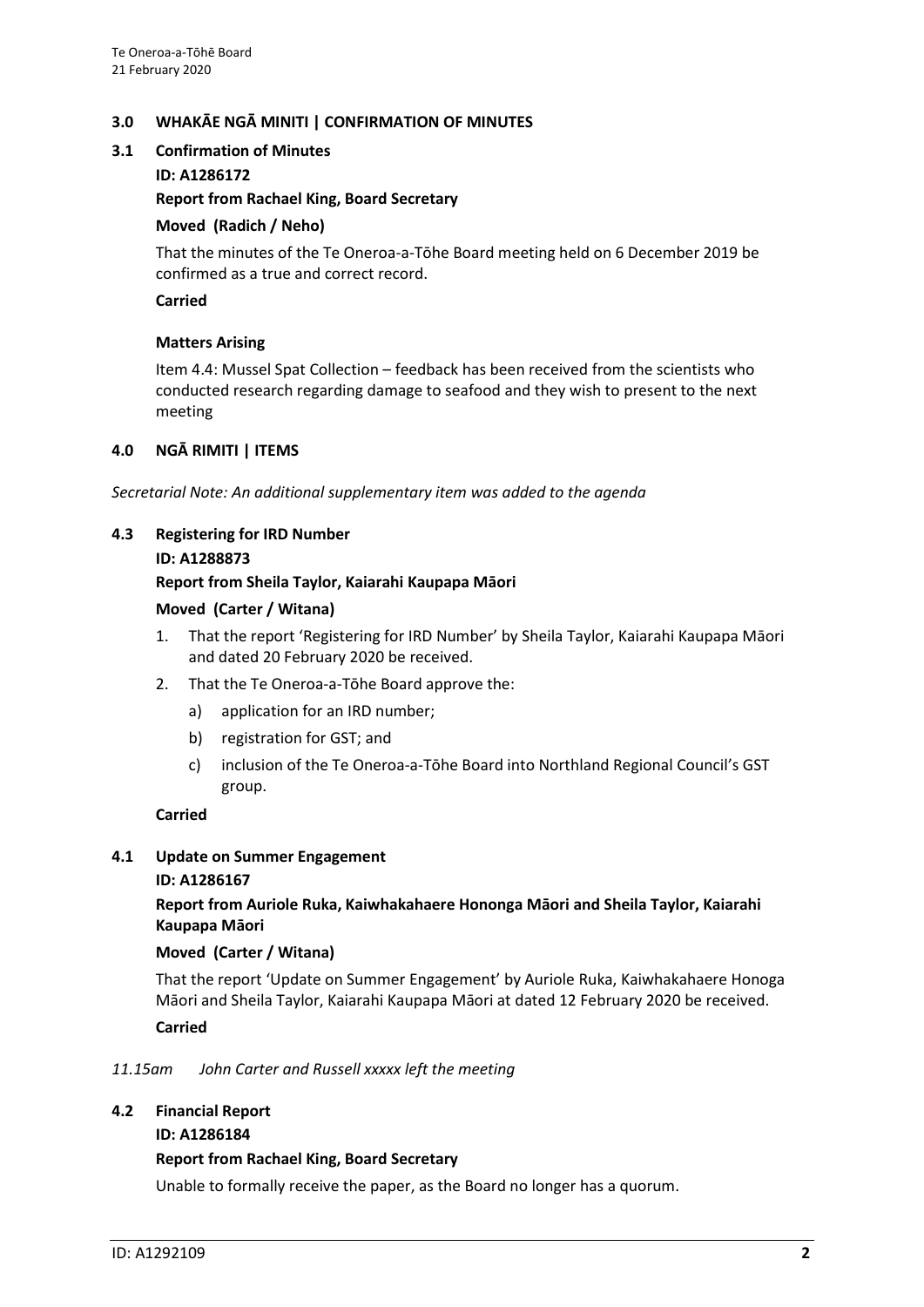## 3.0 WHAKĀE NGĀ MINITI | CONFIRMATION OF MINUTES

### 3.1 Confirmation of Minutes

**ID: A1286172**

**Report from Rachael King, Board Secretary**

**Moved (Radich / Neho)**

That the minutes of the Te Oneroa-a-Tōhe Board meeting held on 6 December 2019 be confirmed as a true and correct record.

**Carried**

**Matters Arising**

Item 4.4: Mussel Spat Collection – feedback has been received from the scientists who conducted research regarding damage to seafood and they wish to present to the next meeting

## 4.0 NGĀ RIMITI | ITEMS

*Secretarial Note: An additional supplementary item was added to the agenda*

### 4.3 Registering for IRD Number

**ID: A1288873**

**Report from Sheila Taylor, Kaiarahi Kaupapa Māori**

**Moved (Carter / Witana)**

1. That the report 'Registering for IRD Number' by Sheila Taylor, Kaiarahi Kaupapa Māori and dated 20 February 2020 be received.
2. That the Te Oneroa-a-Tōhe Board approve the:
   a) application for an IRD number;
   b) registration for GST; and
   c) inclusion of the Te Oneroa-a-Tōhe Board into Northland Regional Council's GST group.

**Carried**

### 4.1 Update on Summer Engagement

**ID: A1286167**

**Report from Auriole Ruka, Kaiwhakahaere Hononga Māori and Sheila Taylor, Kaiarahi Kaupapa Māori**

**Moved (Carter / Witana)**

That the report 'Update on Summer Engagement' by Auriole Ruka, Kaiwhakahaere Honoga Māori and Sheila Taylor, Kaiarahi Kaupapa Māori at dated 12 February 2020 be received.

**Carried**

*11.15am John Carter and Russell xxxxx left the meeting*

### 4.2 Financial Report

**ID: A1286184**

**Report from Rachael King, Board Secretary**

Unable to formally receive the paper, as the Board no longer has a quorum.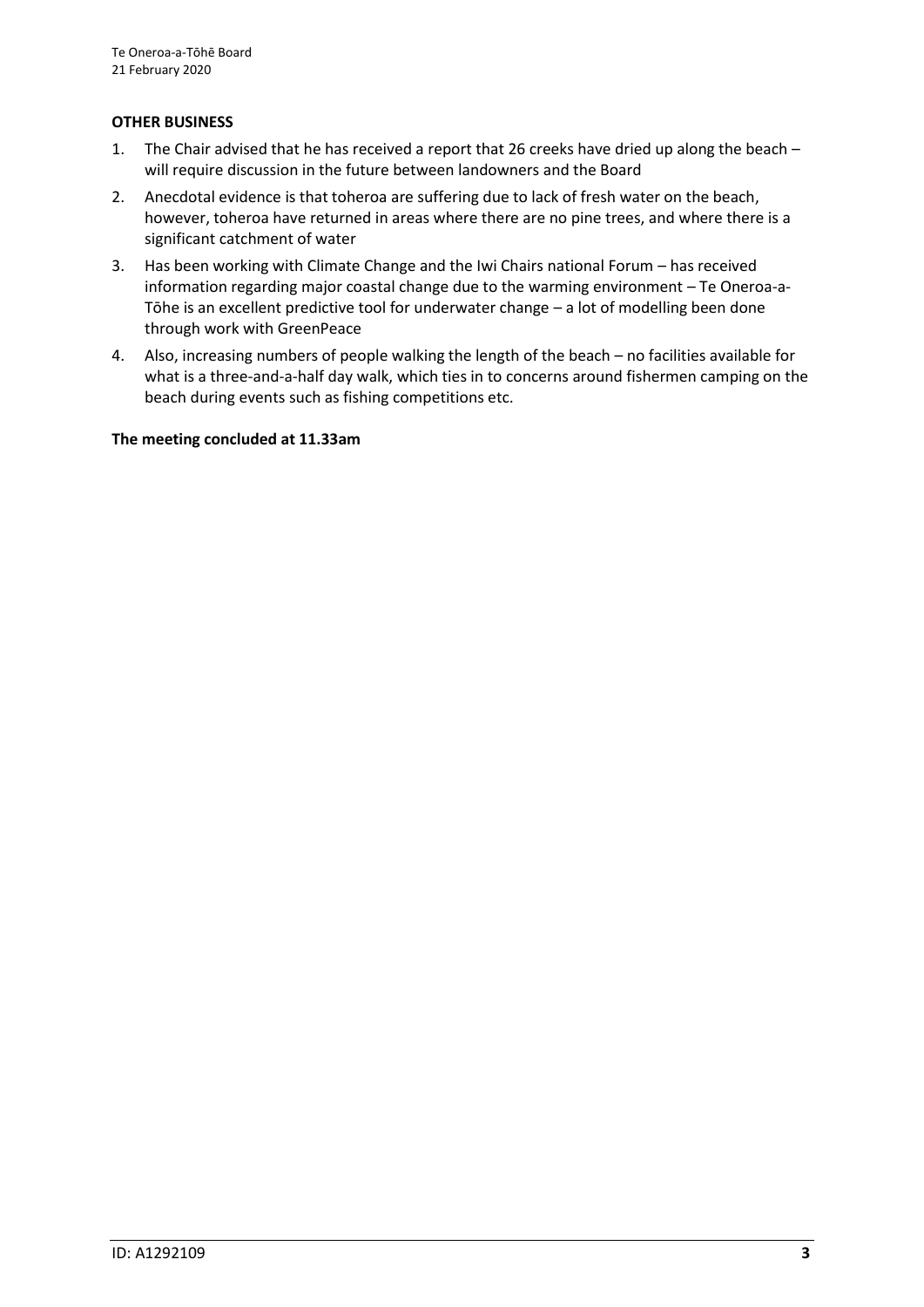**OTHER BUSINESS**

1. The Chair advised that he has received a report that 26 creeks have dried up along the beach – will require discussion in the future between landowners and the Board
2. Anecdotal evidence is that toheroa are suffering due to lack of fresh water on the beach, however, toheroa have returned in areas where there are no pine trees, and where there is a significant catchment of water
3. Has been working with Climate Change and the Iwi Chairs national Forum – has received information regarding major coastal change due to the warming environment – Te Oneroa-a-Tōhe is an excellent predictive tool for underwater change – a lot of modelling been done through work with GreenPeace
4. Also, increasing numbers of people walking the length of the beach – no facilities available for what is a three-and-a-half day walk, which ties in to concerns around fishermen camping on the beach during events such as fishing competitions etc.

**The meeting concluded at 11.33am**